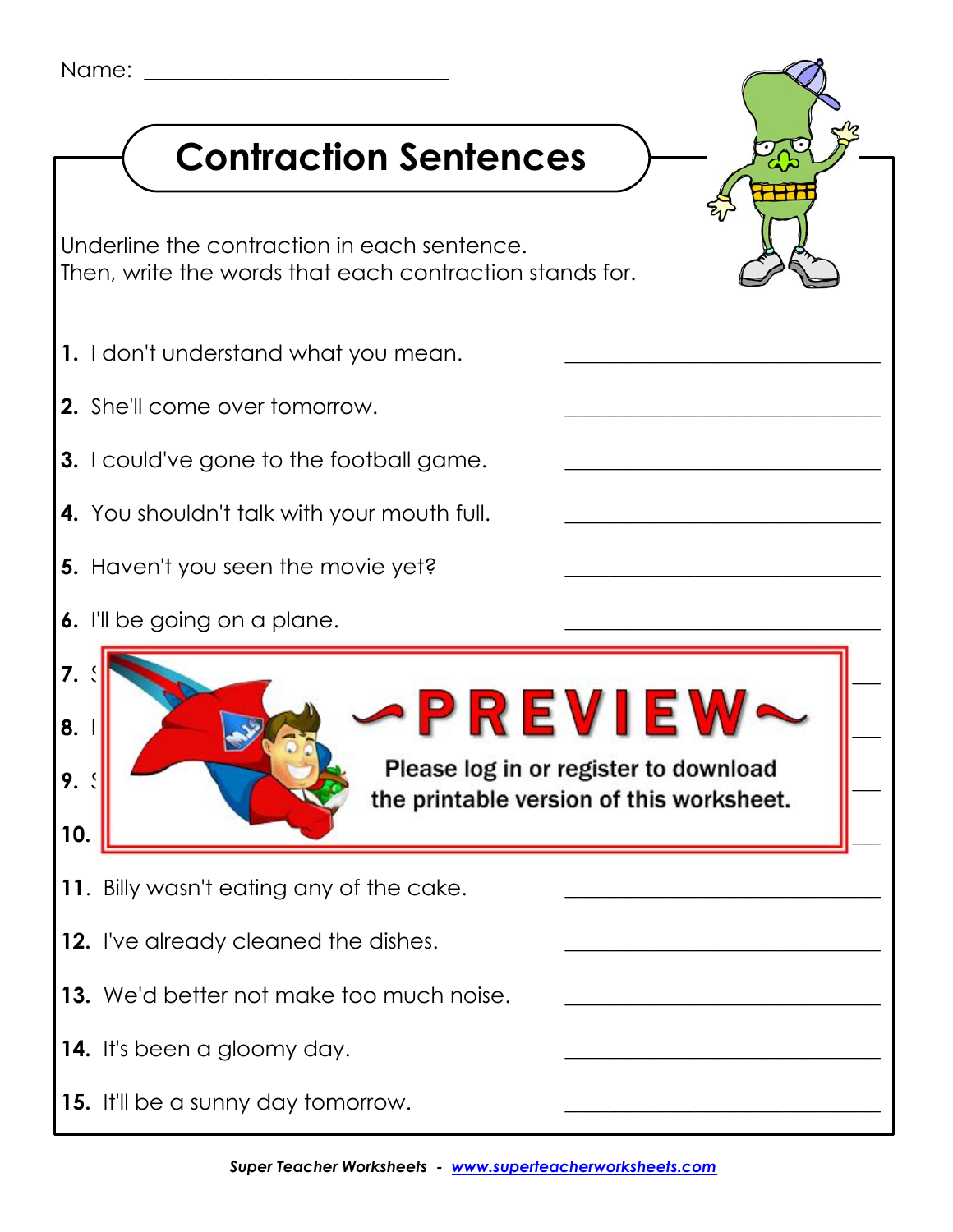Name: ___________________________

# Contraction Sentences

Underline the contraction in each sentence.
Then, write the words that each contraction stands for.

1. I don't understand what you mean. ___________________________
2. She'll come over tomorrow. ___________________________
3. I could've gone to the football game. ___________________________
4. You shouldn't talk with your mouth full. ___________________________
5. Haven't you seen the movie yet? ___________________________
6. I'll be going on a plane. ___________________________
7. S ___________________________
8. I ___________________________
9. S ___________________________
10. ___________________________

~PREVIEW~

Please log in or register to download the printable version of this worksheet.

11. Billy wasn't eating any of the cake. ___________________________
12. I've already cleaned the dishes. ___________________________
13. We'd better not make too much noise. ___________________________
14. It's been a gloomy day. ___________________________
15. It'll be a sunny day tomorrow. ___________________________

*Super Teacher Worksheets - www.superteacherworksheets.com*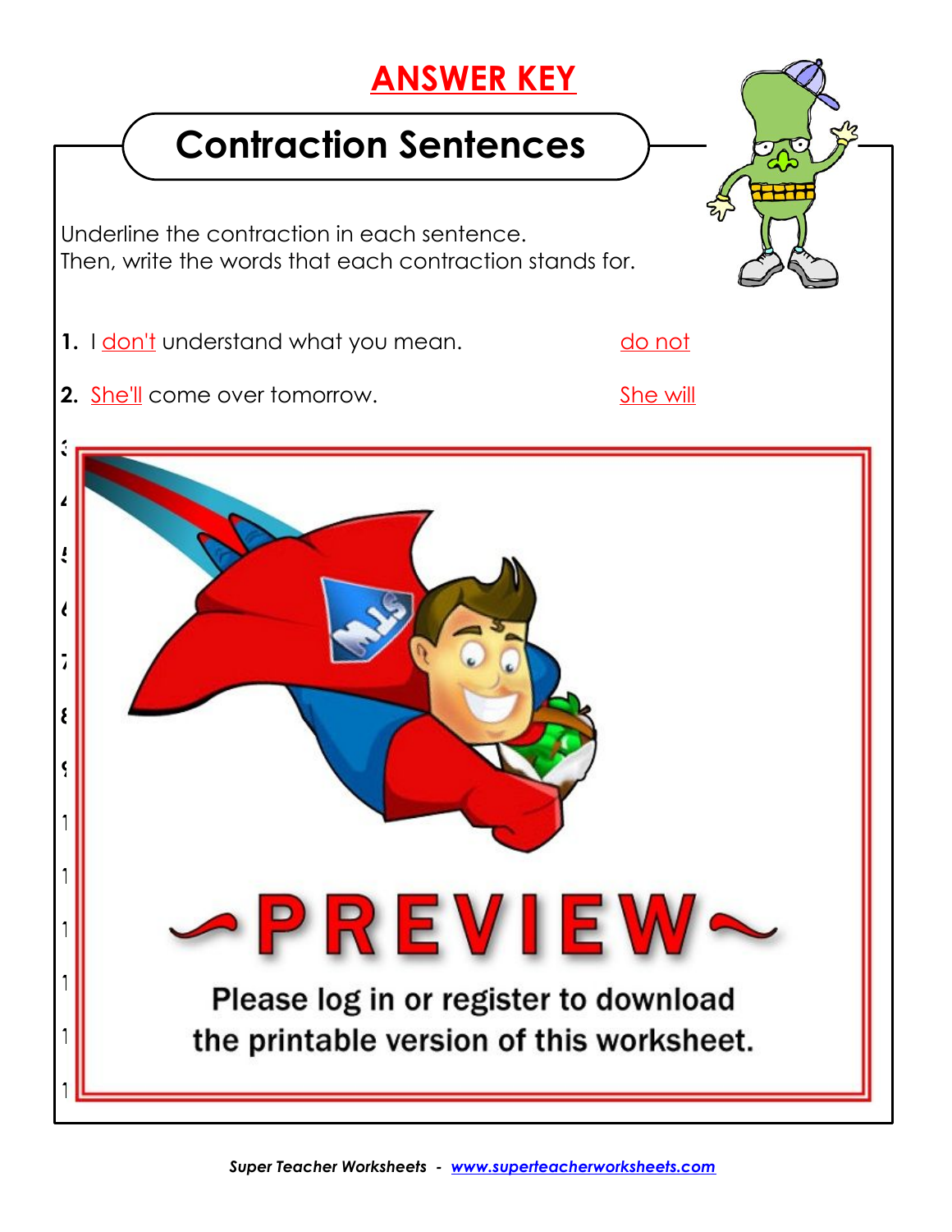# ANSWER KEY

## Contraction Sentences

Underline the contraction in each sentence.
Then, write the words that each contraction stands for.

1. I don't understand what you mean. do not
2. She'll come over tomorrow. She will

~PREVIEW~

Please log in or register to download the printable version of this worksheet.

*Super Teacher Worksheets - www.superteacherworksheets.com*